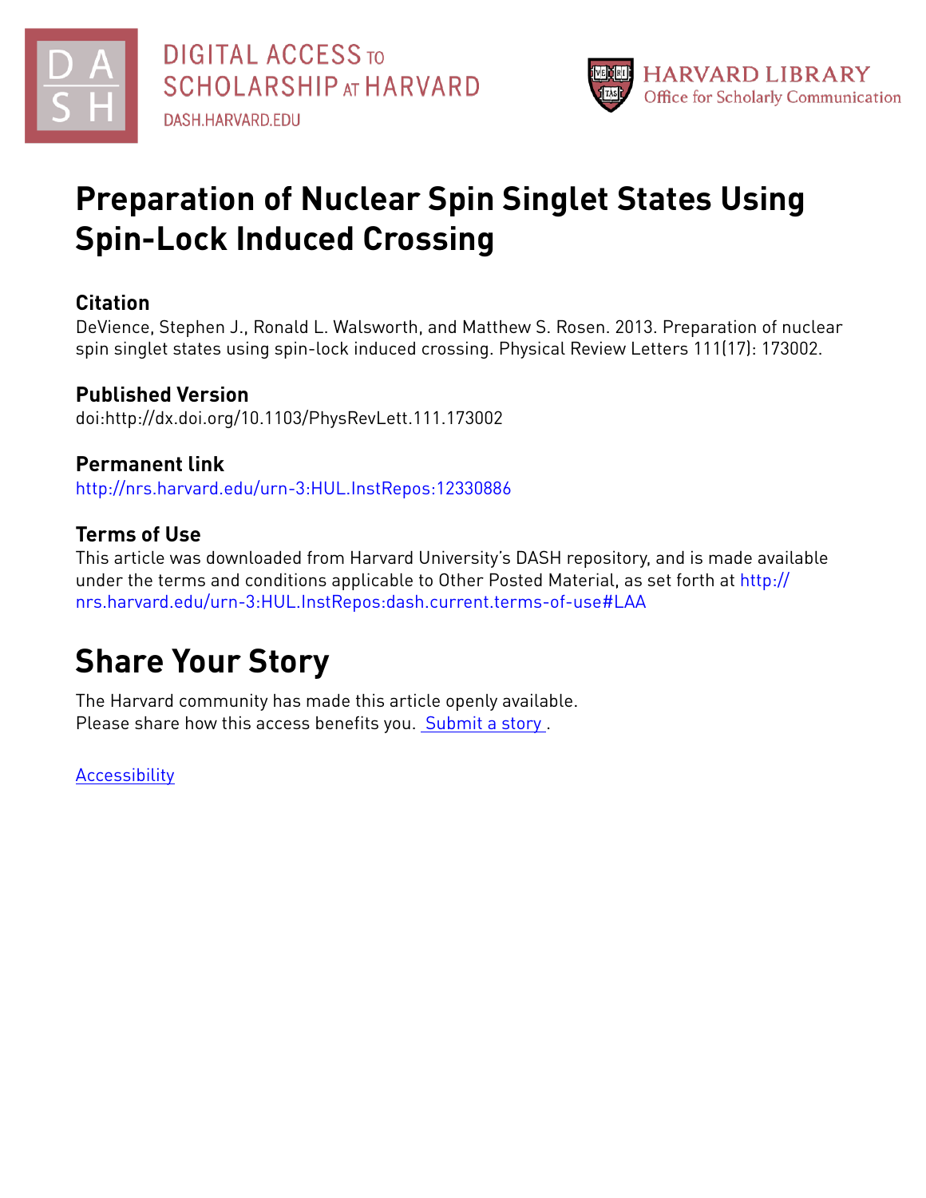# Preparation of Nuclear Spin Singlet States Using Spin-Lock Induced Crossing

## Citation

DeVience, Stephen J., Ronald L. Walsworth, and Matthew S. Rosen. 2013. Preparation of nuclear spin singlet states using spin-lock induced crossing. Physical Review Letters 111(17): 173002.

## Published Version

doi:http://dx.doi.org/10.1103/PhysRevLett.111.173002

## Permanent link

http://nrs.harvard.edu/urn-3:HUL.InstRepos:12330886

## Terms of Use

This article was downloaded from Harvard University's DASH repository, and is made available under the terms and conditions applicable to Other Posted Material, as set forth at http://nrs.harvard.edu/urn-3:HUL.InstRepos:dash.current.terms-of-use#LAA

# Share Your Story

The Harvard community has made this article openly available.
Please share how this access benefits you. Submit a story .

Accessibility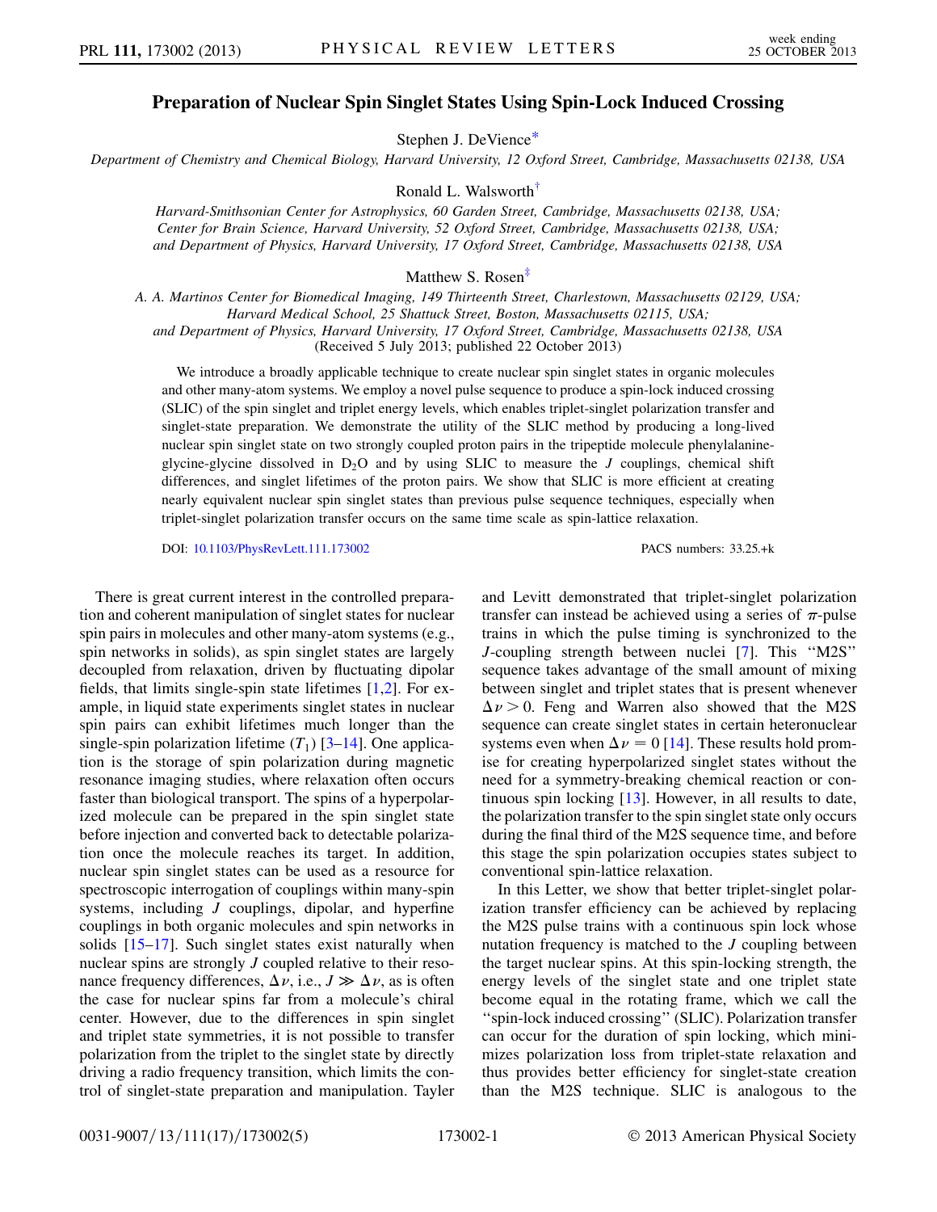# Preparation of Nuclear Spin Singlet States Using Spin-Lock Induced Crossing

Stephen J. DeVience*

*Department of Chemistry and Chemical Biology, Harvard University, 12 Oxford Street, Cambridge, Massachusetts 02138, USA*

Ronald L. Walsworth†

*Harvard-Smithsonian Center for Astrophysics, 60 Garden Street, Cambridge, Massachusetts 02138, USA; Center for Brain Science, Harvard University, 52 Oxford Street, Cambridge, Massachusetts 02138, USA; and Department of Physics, Harvard University, 17 Oxford Street, Cambridge, Massachusetts 02138, USA*

Matthew S. Rosen‡

*A. A. Martinos Center for Biomedical Imaging, 149 Thirteenth Street, Charlestown, Massachusetts 02129, USA; Harvard Medical School, 25 Shattuck Street, Boston, Massachusetts 02115, USA; and Department of Physics, Harvard University, 17 Oxford Street, Cambridge, Massachusetts 02138, USA*

(Received 5 July 2013; published 22 October 2013)

We introduce a broadly applicable technique to create nuclear spin singlet states in organic molecules and other many-atom systems. We employ a novel pulse sequence to produce a spin-lock induced crossing (SLIC) of the spin singlet and triplet energy levels, which enables triplet-singlet polarization transfer and singlet-state preparation. We demonstrate the utility of the SLIC method by producing a long-lived nuclear spin singlet state on two strongly coupled proton pairs in the tripeptide molecule phenylalanine-glycine-glycine dissolved in $D_2O$ and by using SLIC to measure the $J$ couplings, chemical shift differences, and singlet lifetimes of the proton pairs. We show that SLIC is more efficient at creating nearly equivalent nuclear spin singlet states than previous pulse sequence techniques, especially when triplet-singlet polarization transfer occurs on the same time scale as spin-lattice relaxation.

DOI: 10.1103/PhysRevLett.111.173002

PACS numbers: 33.25.+k

There is great current interest in the controlled preparation and coherent manipulation of singlet states for nuclear spin pairs in molecules and other many-atom systems (e.g., spin networks in solids), as spin singlet states are largely decoupled from relaxation, driven by fluctuating dipolar fields, that limits single-spin state lifetimes [1,2]. For example, in liquid state experiments singlet states in nuclear spin pairs can exhibit lifetimes much longer than the single-spin polarization lifetime ($T_1$) [3–14]. One application is the storage of spin polarization during magnetic resonance imaging studies, where relaxation often occurs faster than biological transport. The spins of a hyperpolarized molecule can be prepared in the spin singlet state before injection and converted back to detectable polarization once the molecule reaches its target. In addition, nuclear spin singlet states can be used as a resource for spectroscopic interrogation of couplings within many-spin systems, including $J$ couplings, dipolar, and hyperfine couplings in both organic molecules and spin networks in solids [15–17]. Such singlet states exist naturally when nuclear spins are strongly $J$ coupled relative to their resonance frequency differences, $\Delta\nu$, i.e., $J \gg \Delta\nu$, as is often the case for nuclear spins far from a molecule's chiral center. However, due to the differences in spin singlet and triplet state symmetries, it is not possible to transfer polarization from the triplet to the singlet state by directly driving a radio frequency transition, which limits the control of singlet-state preparation and manipulation. Tayler and Levitt demonstrated that triplet-singlet polarization transfer can instead be achieved using a series of $\pi$-pulse trains in which the pulse timing is synchronized to the $J$-coupling strength between nuclei [7]. This "M2S" sequence takes advantage of the small amount of mixing between singlet and triplet states that is present whenever $\Delta\nu > 0$. Feng and Warren also showed that the M2S sequence can create singlet states in certain heteronuclear systems even when $\Delta\nu = 0$ [14]. These results hold promise for creating hyperpolarized singlet states without the need for a symmetry-breaking chemical reaction or continuous spin locking [13]. However, in all results to date, the polarization transfer to the spin singlet state only occurs during the final third of the M2S sequence time, and before this stage the spin polarization occupies states subject to conventional spin-lattice relaxation.

In this Letter, we show that better triplet-singlet polarization transfer efficiency can be achieved by replacing the M2S pulse trains with a continuous spin lock whose nutation frequency is matched to the $J$ coupling between the target nuclear spins. At this spin-locking strength, the energy levels of the singlet state and one triplet state become equal in the rotating frame, which we call the "spin-lock induced crossing" (SLIC). Polarization transfer can occur for the duration of spin locking, which minimizes polarization loss from triplet-state relaxation and thus provides better efficiency for singlet-state creation than the M2S technique. SLIC is analogous to the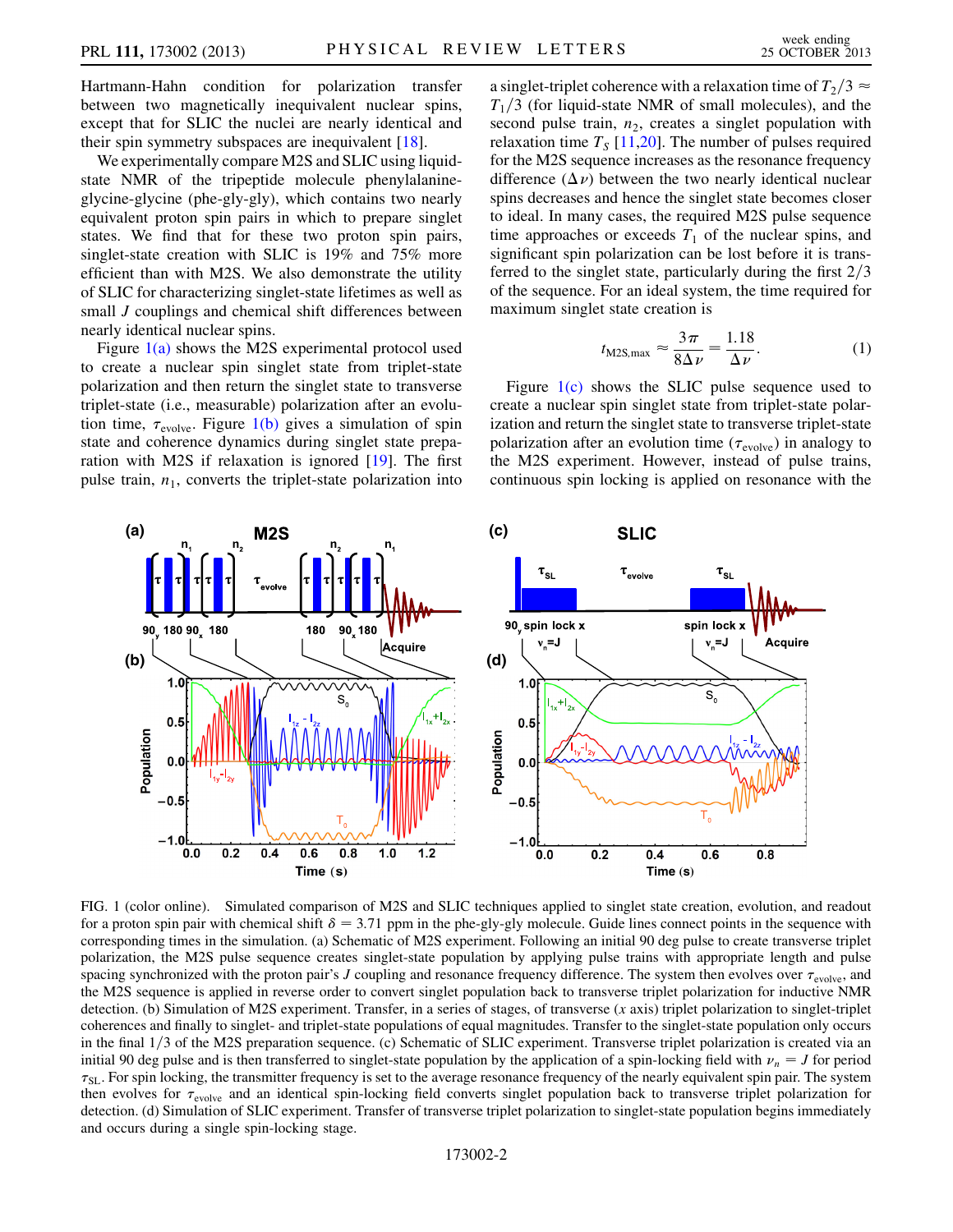Hartmann-Hahn condition for polarization transfer between two magnetically inequivalent nuclear spins, except that for SLIC the nuclei are nearly identical and their spin symmetry subspaces are inequivalent [18].

We experimentally compare M2S and SLIC using liquid-state NMR of the tripeptide molecule phenylalanine-glycine-glycine (phe-gly-gly), which contains two nearly equivalent proton spin pairs in which to prepare singlet states. We find that for these two proton spin pairs, singlet-state creation with SLIC is 19% and 75% more efficient than with M2S. We also demonstrate the utility of SLIC for characterizing singlet-state lifetimes as well as small $J$ couplings and chemical shift differences between nearly identical nuclear spins.

Figure 1(a) shows the M2S experimental protocol used to create a nuclear spin singlet state from triplet-state polarization and then return the singlet state to transverse triplet-state (i.e., measurable) polarization after an evolution time, $\tau_{\mathrm{evolve}}$. Figure 1(b) gives a simulation of spin state and coherence dynamics during singlet state preparation with M2S if relaxation is ignored [19]. The first pulse train, $n_1$, converts the triplet-state polarization into a singlet-triplet coherence with a relaxation time of $T_2/3 \approx T_1/3$ (for liquid-state NMR of small molecules), and the second pulse train, $n_2$, creates a singlet population with relaxation time $T_S$ [11,20]. The number of pulses required for the M2S sequence increases as the resonance frequency difference ($\Delta\nu$) between the two nearly identical nuclear spins decreases and hence the singlet state becomes closer to ideal. In many cases, the required M2S pulse sequence time approaches or exceeds $T_1$ of the nuclear spins, and significant spin polarization can be lost before it is transferred to the singlet state, particularly during the first $2/3$ of the sequence. For an ideal system, the time required for maximum singlet state creation is

$$t_{\mathrm{M2S,max}} \approx \frac{3\pi}{8\Delta\nu} = \frac{1.18}{\Delta\nu}. \tag{1}$$

Figure 1(c) shows the SLIC pulse sequence used to create a nuclear spin singlet state from triplet-state polarization and return the singlet state to transverse triplet-state polarization after an evolution time ($\tau_{\mathrm{evolve}}$) in analogy to the M2S experiment. However, instead of pulse trains, continuous spin locking is applied on resonance with the

FIG. 1 (color online). Simulated comparison of M2S and SLIC techniques applied to singlet state creation, evolution, and readout for a proton spin pair with chemical shift $\delta = 3.71$ ppm in the phe-gly-gly molecule. Guide lines connect points in the sequence with corresponding times in the simulation. (a) Schematic of M2S experiment. Following an initial 90 deg pulse to create transverse triplet polarization, the M2S pulse sequence creates singlet-state population by applying pulse trains with appropriate length and pulse spacing synchronized with the proton pair's $J$ coupling and resonance frequency difference. The system then evolves over $\tau_{\mathrm{evolve}}$, and the M2S sequence is applied in reverse order to convert singlet population back to transverse triplet polarization for inductive NMR detection. (b) Simulation of M2S experiment. Transfer, in a series of stages, of transverse ($x$ axis) triplet polarization to singlet-triplet coherences and finally to singlet- and triplet-state populations of equal magnitudes. Transfer to the singlet-state population only occurs in the final $1/3$ of the M2S preparation sequence. (c) Schematic of SLIC experiment. Transverse triplet polarization is created via an initial 90 deg pulse and is then transferred to singlet-state population by the application of a spin-locking field with $\nu_n = J$ for period $\tau_{\mathrm{SL}}$. For spin locking, the transmitter frequency is set to the average resonance frequency of the nearly equivalent spin pair. The system then evolves for $\tau_{\mathrm{evolve}}$ and an identical spin-locking field converts singlet population back to transverse triplet polarization for detection. (d) Simulation of SLIC experiment. Transfer of transverse triplet polarization to singlet-state population begins immediately and occurs during a single spin-locking stage.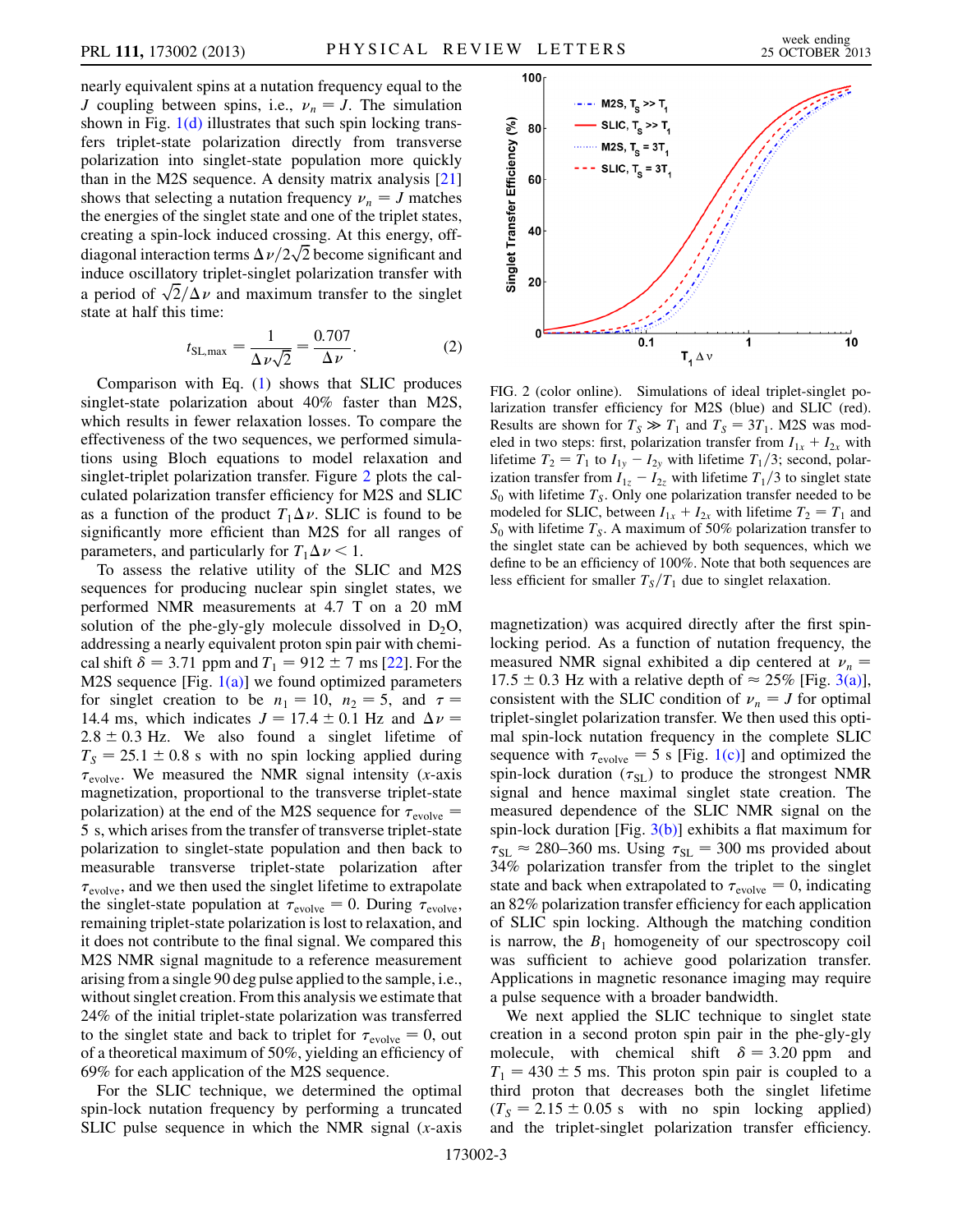nearly equivalent spins at a nutation frequency equal to the $J$ coupling between spins, i.e., $\nu_n = J$. The simulation shown in Fig. 1(d) illustrates that such spin locking transfers triplet-state polarization directly from transverse polarization into singlet-state population more quickly than in the M2S sequence. A density matrix analysis [21] shows that selecting a nutation frequency $\nu_n = J$ matches the energies of the singlet state and one of the triplet states, creating a spin-lock induced crossing. At this energy, off-diagonal interaction terms $\Delta\nu/2\sqrt{2}$ become significant and induce oscillatory triplet-singlet polarization transfer with a period of $\sqrt{2}/\Delta\nu$ and maximum transfer to the singlet state at half this time:

$$t_{\mathrm{SL,max}} = \frac{1}{\Delta\nu\sqrt{2}} = \frac{0.707}{\Delta\nu}. \tag{2}$$

Comparison with Eq. (1) shows that SLIC produces singlet-state polarization about 40% faster than M2S, which results in fewer relaxation losses. To compare the effectiveness of the two sequences, we performed simulations using Bloch equations to model relaxation and singlet-triplet polarization transfer. Figure 2 plots the calculated polarization transfer efficiency for M2S and SLIC as a function of the product $T_1\Delta\nu$. SLIC is found to be significantly more efficient than M2S for all ranges of parameters, and particularly for $T_1\Delta\nu < 1$.

To assess the relative utility of the SLIC and M2S sequences for producing nuclear spin singlet states, we performed NMR measurements at 4.7 T on a 20 mM solution of the phe-gly-gly molecule dissolved in $D_2O$, addressing a nearly equivalent proton spin pair with chemical shift $\delta = 3.71$ ppm and $T_1 = 912 \pm 7$ ms [22]. For the M2S sequence [Fig. 1(a)] we found optimized parameters for singlet creation to be $n_1 = 10$, $n_2 = 5$, and $\tau = 14.4$ ms, which indicates $J = 17.4 \pm 0.1$ Hz and $\Delta\nu = 2.8 \pm 0.3$ Hz. We also found a singlet lifetime of $T_S = 25.1 \pm 0.8$ s with no spin locking applied during $\tau_{\mathrm{evolve}}$. We measured the NMR signal intensity ($x$-axis magnetization, proportional to the transverse triplet-state polarization) at the end of the M2S sequence for $\tau_{\mathrm{evolve}} = 5$ s, which arises from the transfer of transverse triplet-state polarization to singlet-state population and then back to measurable transverse triplet-state polarization after $\tau_{\mathrm{evolve}}$, and we then used the singlet lifetime to extrapolate the singlet-state population at $\tau_{\mathrm{evolve}} = 0$. During $\tau_{\mathrm{evolve}}$, remaining triplet-state polarization is lost to relaxation, and it does not contribute to the final signal. We compared this M2S NMR signal magnitude to a reference measurement arising from a single 90 deg pulse applied to the sample, i.e., without singlet creation. From this analysis we estimate that 24% of the initial triplet-state polarization was transferred to the singlet state and back to triplet for $\tau_{\mathrm{evolve}} = 0$, out of a theoretical maximum of 50%, yielding an efficiency of 69% for each application of the M2S sequence.

For the SLIC technique, we determined the optimal spin-lock nutation frequency by performing a truncated SLIC pulse sequence in which the NMR signal ($x$-axis

FIG. 2 (color online). Simulations of ideal triplet-singlet polarization transfer efficiency for M2S (blue) and SLIC (red). Results are shown for $T_S \gg T_1$ and $T_S = 3T_1$. M2S was modeled in two steps: first, polarization transfer from $I_{1x} + I_{2x}$ with lifetime $T_2 = T_1$ to $I_{1y} - I_{2y}$ with lifetime $T_1/3$; second, polarization transfer from $I_{1z} - I_{2z}$ with lifetime $T_1/3$ to singlet state $S_0$ with lifetime $T_S$. Only one polarization transfer needed to be modeled for SLIC, between $I_{1x} + I_{2x}$ with lifetime $T_2 = T_1$ and $S_0$ with lifetime $T_S$. A maximum of 50% polarization transfer to the singlet state can be achieved by both sequences, which we define to be an efficiency of 100%. Note that both sequences are less efficient for smaller $T_S/T_1$ due to singlet relaxation.

magnetization) was acquired directly after the first spin-locking period. As a function of nutation frequency, the measured NMR signal exhibited a dip centered at $\nu_n = 17.5 \pm 0.3$ Hz with a relative depth of $\approx 25\%$ [Fig. 3(a)], consistent with the SLIC condition of $\nu_n = J$ for optimal triplet-singlet polarization transfer. We then used this optimal spin-lock nutation frequency in the complete SLIC sequence with $\tau_{\mathrm{evolve}} = 5$ s [Fig. 1(c)] and optimized the spin-lock duration ($\tau_{\mathrm{SL}}$) to produce the strongest NMR signal and hence maximal singlet state creation. The measured dependence of the SLIC NMR signal on the spin-lock duration [Fig. 3(b)] exhibits a flat maximum for $\tau_{\mathrm{SL}} \approx 280$–$360$ ms. Using $\tau_{\mathrm{SL}} = 300$ ms provided about 34% polarization transfer from the triplet to the singlet state and back when extrapolated to $\tau_{\mathrm{evolve}} = 0$, indicating an 82% polarization transfer efficiency for each application of SLIC spin locking. Although the matching condition is narrow, the $B_1$ homogeneity of our spectroscopy coil was sufficient to achieve good polarization transfer. Applications in magnetic resonance imaging may require a pulse sequence with a broader bandwidth.

We next applied the SLIC technique to singlet state creation in a second proton spin pair in the phe-gly-gly molecule, with chemical shift $\delta = 3.20$ ppm and $T_1 = 430 \pm 5$ ms. This proton spin pair is coupled to a third proton that decreases both the singlet lifetime ($T_S = 2.15 \pm 0.05$ s with no spin locking applied) and the triplet-singlet polarization transfer efficiency.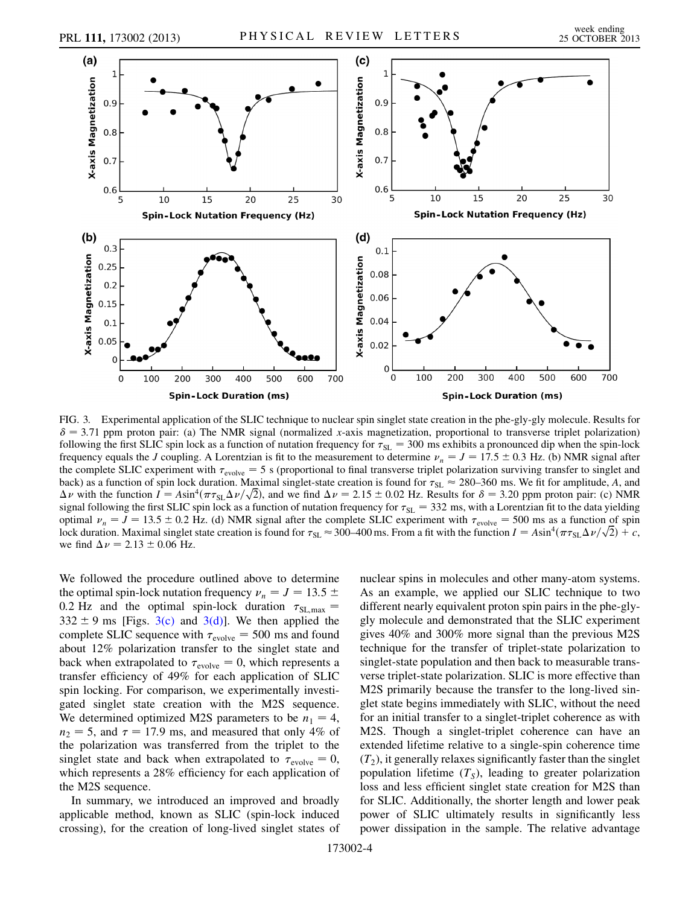FIG. 3. Experimental application of the SLIC technique to nuclear spin singlet state creation in the phe-gly-gly molecule. Results for $\delta = 3.71$ ppm proton pair: (a) The NMR signal (normalized $x$-axis magnetization, proportional to transverse triplet polarization) following the first SLIC spin lock as a function of nutation frequency for $\tau_{SL} = 300$ ms exhibits a pronounced dip when the spin-lock frequency equals the $J$ coupling. A Lorentzian is fit to the measurement to determine $\nu_n = J = 17.5 \pm 0.3$ Hz. (b) NMR signal after the complete SLIC experiment with $\tau_{evolve} = 5$ s (proportional to final transverse triplet polarization surviving transfer to singlet and back) as a function of spin lock duration. Maximal singlet-state creation is found for $\tau_{SL} \approx 280$–$360$ ms. We fit for amplitude, $A$, and $\Delta\nu$ with the function $I = A\sin^4(\pi\tau_{SL}\Delta\nu/\sqrt{2})$, and we find $\Delta\nu = 2.15 \pm 0.02$ Hz. Results for $\delta = 3.20$ ppm proton pair: (c) NMR signal following the first SLIC spin lock as a function of nutation frequency for $\tau_{SL} = 332$ ms, with a Lorentzian fit to the data yielding optimal $\nu_n = J = 13.5 \pm 0.2$ Hz. (d) NMR signal after the complete SLIC experiment with $\tau_{evolve} = 500$ ms as a function of spin lock duration. Maximal singlet state creation is found for $\tau_{SL} \approx 300$–$400$ ms. From a fit with the function $I = A\sin^4(\pi\tau_{SL}\Delta\nu/\sqrt{2}) + c$, we find $\Delta\nu = 2.13 \pm 0.06$ Hz.

We followed the procedure outlined above to determine the optimal spin-lock nutation frequency $\nu_n = J = 13.5 \pm 0.2$ Hz and the optimal spin-lock duration $\tau_{SL,max} = 332 \pm 9$ ms [Figs. 3(c) and 3(d)]. We then applied the complete SLIC sequence with $\tau_{evolve} = 500$ ms and found about 12% polarization transfer to the singlet state and back when extrapolated to $\tau_{evolve} = 0$, which represents a transfer efficiency of 49% for each application of SLIC spin locking. For comparison, we experimentally investigated singlet state creation with the M2S sequence. We determined optimized M2S parameters to be $n_1 = 4$, $n_2 = 5$, and $\tau = 17.9$ ms, and measured that only 4% of the polarization was transferred from the triplet to the singlet state and back when extrapolated to $\tau_{evolve} = 0$, which represents a 28% efficiency for each application of the M2S sequence.

In summary, we introduced an improved and broadly applicable method, known as SLIC (spin-lock induced crossing), for the creation of long-lived singlet states of nuclear spins in molecules and other many-atom systems. As an example, we applied our SLIC technique to two different nearly equivalent proton spin pairs in the phe-gly-gly molecule and demonstrated that the SLIC experiment gives 40% and 300% more signal than the previous M2S technique for the transfer of triplet-state polarization to singlet-state population and then back to measurable transverse triplet-state polarization. SLIC is more effective than M2S primarily because the transfer to the long-lived singlet state begins immediately with SLIC, without the need for an initial transfer to a singlet-triplet coherence as with M2S. Though a singlet-triplet coherence can have an extended lifetime relative to a single-spin coherence time ($T_2$), it generally relaxes significantly faster than the singlet population lifetime ($T_S$), leading to greater polarization loss and less efficient singlet state creation for M2S than for SLIC. Additionally, the shorter length and lower peak power of SLIC ultimately results in significantly less power dissipation in the sample. The relative advantage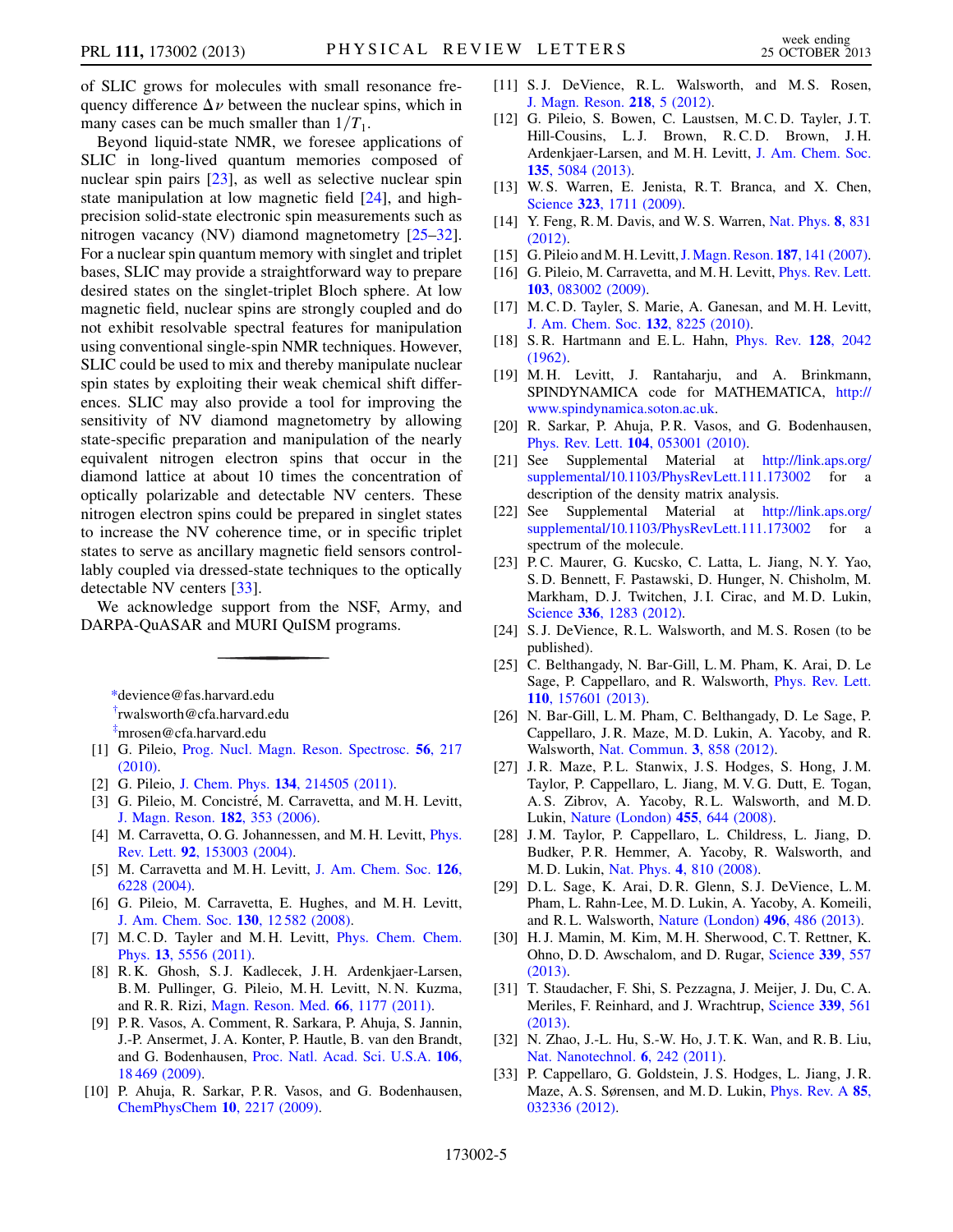of SLIC grows for molecules with small resonance frequency difference $\Delta\nu$ between the nuclear spins, which in many cases can be much smaller than $1/T_1$.

Beyond liquid-state NMR, we foresee applications of SLIC in long-lived quantum memories composed of nuclear spin pairs [23], as well as selective nuclear spin state manipulation at low magnetic field [24], and high-precision solid-state electronic spin measurements such as nitrogen vacancy (NV) diamond magnetometry [25–32]. For a nuclear spin quantum memory with singlet and triplet bases, SLIC may provide a straightforward way to prepare desired states on the singlet-triplet Bloch sphere. At low magnetic field, nuclear spins are strongly coupled and do not exhibit resolvable spectral features for manipulation using conventional single-spin NMR techniques. However, SLIC could be used to mix and thereby manipulate nuclear spin states by exploiting their weak chemical shift differences. SLIC may also provide a tool for improving the sensitivity of NV diamond magnetometry by allowing state-specific preparation and manipulation of the nearly equivalent nitrogen electron spins that occur in the diamond lattice at about 10 times the concentration of optically polarizable and detectable NV centers. These nitrogen electron spins could be prepared in singlet states to increase the NV coherence time, or in specific triplet states to serve as ancillary magnetic field sensors controllably coupled via dressed-state techniques to the optically detectable NV centers [33].

We acknowledge support from the NSF, Army, and DARPA-QuASAR and MURI QuISM programs.

---

*devience@fas.harvard.edu
†rwalsworth@cfa.harvard.edu
‡mrosen@cfa.harvard.edu

[1] G. Pileio, Prog. Nucl. Magn. Reson. Spectrosc. **56**, 217 (2010).
[2] G. Pileio, J. Chem. Phys. **134**, 214505 (2011).
[3] G. Pileio, M. Concistré, M. Carravetta, and M. H. Levitt, J. Magn. Reson. **182**, 353 (2006).
[4] M. Carravetta, O. G. Johannessen, and M. H. Levitt, Phys. Rev. Lett. **92**, 153003 (2004).
[5] M. Carravetta and M. H. Levitt, J. Am. Chem. Soc. **126**, 6228 (2004).
[6] G. Pileio, M. Carravetta, E. Hughes, and M. H. Levitt, J. Am. Chem. Soc. **130**, 12 582 (2008).
[7] M. C. D. Tayler and M. H. Levitt, Phys. Chem. Chem. Phys. **13**, 5556 (2011).
[8] R. K. Ghosh, S. J. Kadlecek, J. H. Ardenkjaer-Larsen, B. M. Pullinger, G. Pileio, M. H. Levitt, N. N. Kuzma, and R. R. Rizi, Magn. Reson. Med. **66**, 1177 (2011).
[9] P. R. Vasos, A. Comment, R. Sarkara, P. Ahuja, S. Jannin, J.-P. Ansermet, J. A. Konter, P. Hautle, B. van den Brandt, and G. Bodenhausen, Proc. Natl. Acad. Sci. U.S.A. **106**, 18 469 (2009).
[10] P. Ahuja, R. Sarkar, P. R. Vasos, and G. Bodenhausen, ChemPhysChem **10**, 2217 (2009).
[11] S. J. DeVience, R. L. Walsworth, and M. S. Rosen, J. Magn. Reson. **218**, 5 (2012).
[12] G. Pileio, S. Bowen, C. Laustsen, M. C. D. Tayler, J. T. Hill-Cousins, L. J. Brown, R. C. D. Brown, J. H. Ardenkjaer-Larsen, and M. H. Levitt, J. Am. Chem. Soc. **135**, 5084 (2013).
[13] W. S. Warren, E. Jenista, R. T. Branca, and X. Chen, Science **323**, 1711 (2009).
[14] Y. Feng, R. M. Davis, and W. S. Warren, Nat. Phys. **8**, 831 (2012).
[15] G. Pileio and M. H. Levitt, J. Magn. Reson. **187**, 141 (2007).
[16] G. Pileio, M. Carravetta, and M. H. Levitt, Phys. Rev. Lett. **103**, 083002 (2009).
[17] M. C. D. Tayler, S. Marie, A. Ganesan, and M. H. Levitt, J. Am. Chem. Soc. **132**, 8225 (2010).
[18] S. R. Hartmann and E. L. Hahn, Phys. Rev. **128**, 2042 (1962).
[19] M. H. Levitt, J. Rantaharju, and A. Brinkmann, SPINDYNAMICA code for MATHEMATICA, http://www.spindynamica.soton.ac.uk.
[20] R. Sarkar, P. Ahuja, P. R. Vasos, and G. Bodenhausen, Phys. Rev. Lett. **104**, 053001 (2010).
[21] See Supplemental Material at http://link.aps.org/supplemental/10.1103/PhysRevLett.111.173002 for a description of the density matrix analysis.
[22] See Supplemental Material at http://link.aps.org/supplemental/10.1103/PhysRevLett.111.173002 for a spectrum of the molecule.
[23] P. C. Maurer, G. Kucsko, C. Latta, L. Jiang, N. Y. Yao, S. D. Bennett, F. Pastawski, D. Hunger, N. Chisholm, M. Markham, D. J. Twitchen, J. I. Cirac, and M. D. Lukin, Science **336**, 1283 (2012).
[24] S. J. DeVience, R. L. Walsworth, and M. S. Rosen (to be published).
[25] C. Belthangady, N. Bar-Gill, L. M. Pham, K. Arai, D. Le Sage, P. Cappellaro, and R. Walsworth, Phys. Rev. Lett. **110**, 157601 (2013).
[26] N. Bar-Gill, L. M. Pham, C. Belthangady, D. Le Sage, P. Cappellaro, J. R. Maze, M. D. Lukin, A. Yacoby, and R. Walsworth, Nat. Commun. **3**, 858 (2012).
[27] J. R. Maze, P. L. Stanwix, J. S. Hodges, S. Hong, J. M. Taylor, P. Cappellaro, L. Jiang, M. V. G. Dutt, E. Togan, A. S. Zibrov, A. Yacoby, R. L. Walsworth, and M. D. Lukin, Nature (London) **455**, 644 (2008).
[28] J. M. Taylor, P. Cappellaro, L. Childress, L. Jiang, D. Budker, P. R. Hemmer, A. Yacoby, R. Walsworth, and M. D. Lukin, Nat. Phys. **4**, 810 (2008).
[29] D. L. Sage, K. Arai, D. R. Glenn, S. J. DeVience, L. M. Pham, L. Rahn-Lee, M. D. Lukin, A. Yacoby, A. Komeili, and R. L. Walsworth, Nature (London) **496**, 486 (2013).
[30] H. J. Mamin, M. Kim, M. H. Sherwood, C. T. Rettner, K. Ohno, D. D. Awschalom, and D. Rugar, Science **339**, 557 (2013).
[31] T. Staudacher, F. Shi, S. Pezzagna, J. Meijer, J. Du, C. A. Meriles, F. Reinhard, and J. Wrachtrup, Science **339**, 561 (2013).
[32] N. Zhao, J.-L. Hu, S.-W. Ho, J. T. K. Wan, and R. B. Liu, Nat. Nanotechnol. **6**, 242 (2011).
[33] P. Cappellaro, G. Goldstein, J. S. Hodges, L. Jiang, J. R. Maze, A. S. Sørensen, and M. D. Lukin, Phys. Rev. A **85**, 032336 (2012).